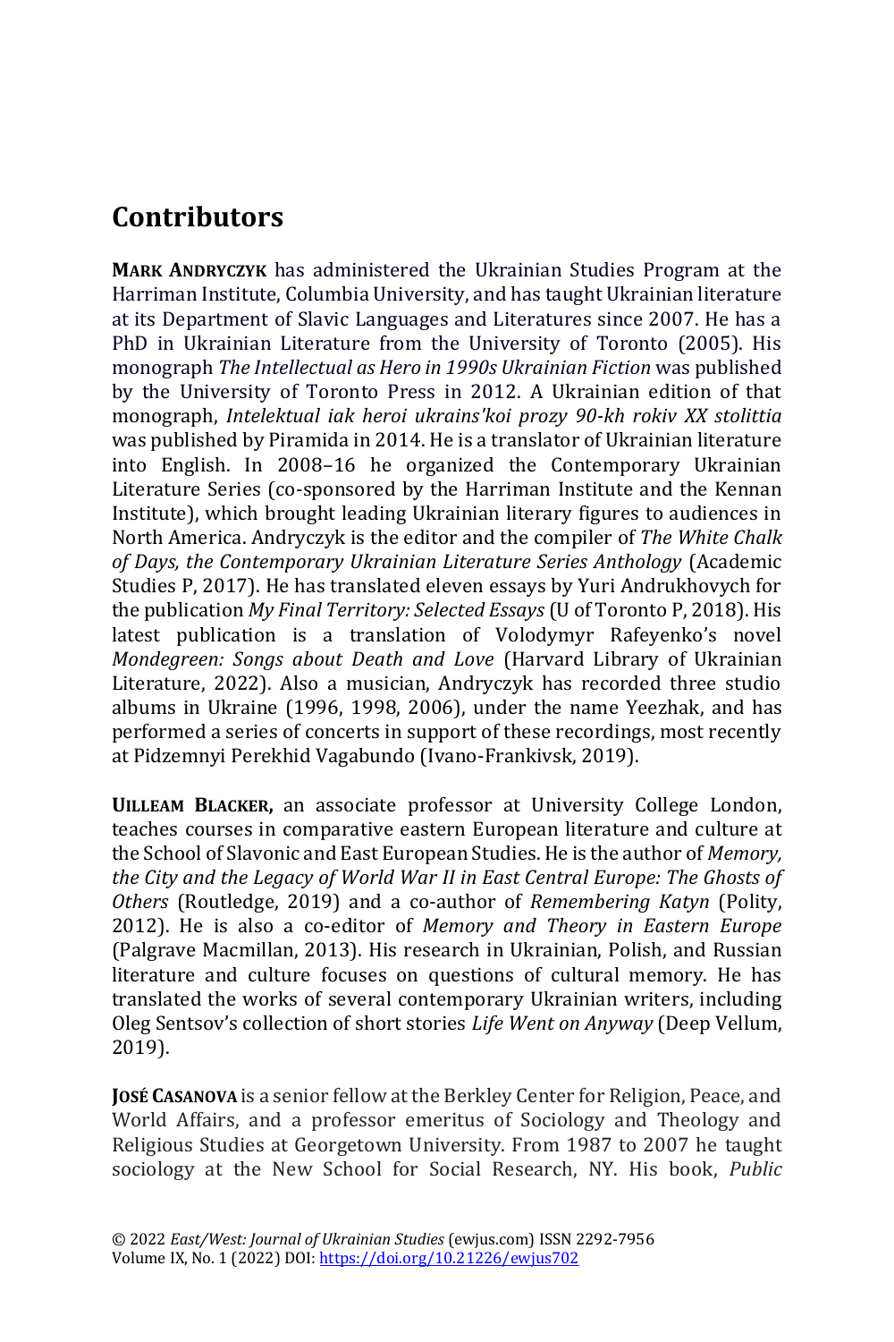## Contributors

**MARK ANDRYCZYK** has administered the Ukrainian Studies Program at the Harriman Institute, Columbia University, and has taught Ukrainian literature at its Department of Slavic Languages and Literatures since 2007. He has a PhD in Ukrainian Literature from the University of Toronto (2005). His monograph *The Intellectual as Hero in 1990s Ukrainian Fiction* was published by the University of Toronto Press in 2012. A Ukrainian edition of that monograph, *Intelektual iak heroi ukrains'koi prozy 90-kh rokiv XX stolittia* was published by Piramida in 2014. He is a translator of Ukrainian literature into English. In 2008–16 he organized the Contemporary Ukrainian Literature Series (co-sponsored by the Harriman Institute and the Kennan Institute), which brought leading Ukrainian literary figures to audiences in North America. Andryczyk is the editor and the compiler of *The White Chalk of Days, the Contemporary Ukrainian Literature Series Anthology* (Academic Studies P, 2017). He has translated eleven essays by Yuri Andrukhovych for the publication *My Final Territory: Selected Essays* (U of Toronto P, 2018). His latest publication is a translation of Volodymyr Rafeyenko's novel *Mondegreen: Songs about Death and Love* (Harvard Library of Ukrainian Literature, 2022). Also a musician, Andryczyk has recorded three studio albums in Ukraine (1996, 1998, 2006), under the name Yeezhak, and has performed a series of concerts in support of these recordings, most recently at Pidzemnyi Perekhid Vagabundo (Ivano-Frankivsk, 2019).

**UILLEAM BLACKER,** an associate professor at University College London, teaches courses in comparative eastern European literature and culture at the School of Slavonic and East European Studies. He is the author of *Memory, the City and the Legacy of World War II in East Central Europe: The Ghosts of Others* (Routledge, 2019) and a co-author of *Remembering Katyn* (Polity, 2012). He is also a co-editor of *Memory and Theory in Eastern Europe* (Palgrave Macmillan, 2013). His research in Ukrainian, Polish, and Russian literature and culture focuses on questions of cultural memory. He has translated the works of several contemporary Ukrainian writers, including Oleg Sentsov's collection of short stories *Life Went on Anyway* (Deep Vellum, 2019).

**JOSÉ CASANOVA** is a senior fellow at the Berkley Center for Religion, Peace, and World Affairs, and a professor emeritus of Sociology and Theology and Religious Studies at Georgetown University. From 1987 to 2007 he taught sociology at the New School for Social Research, NY. His book, *Public*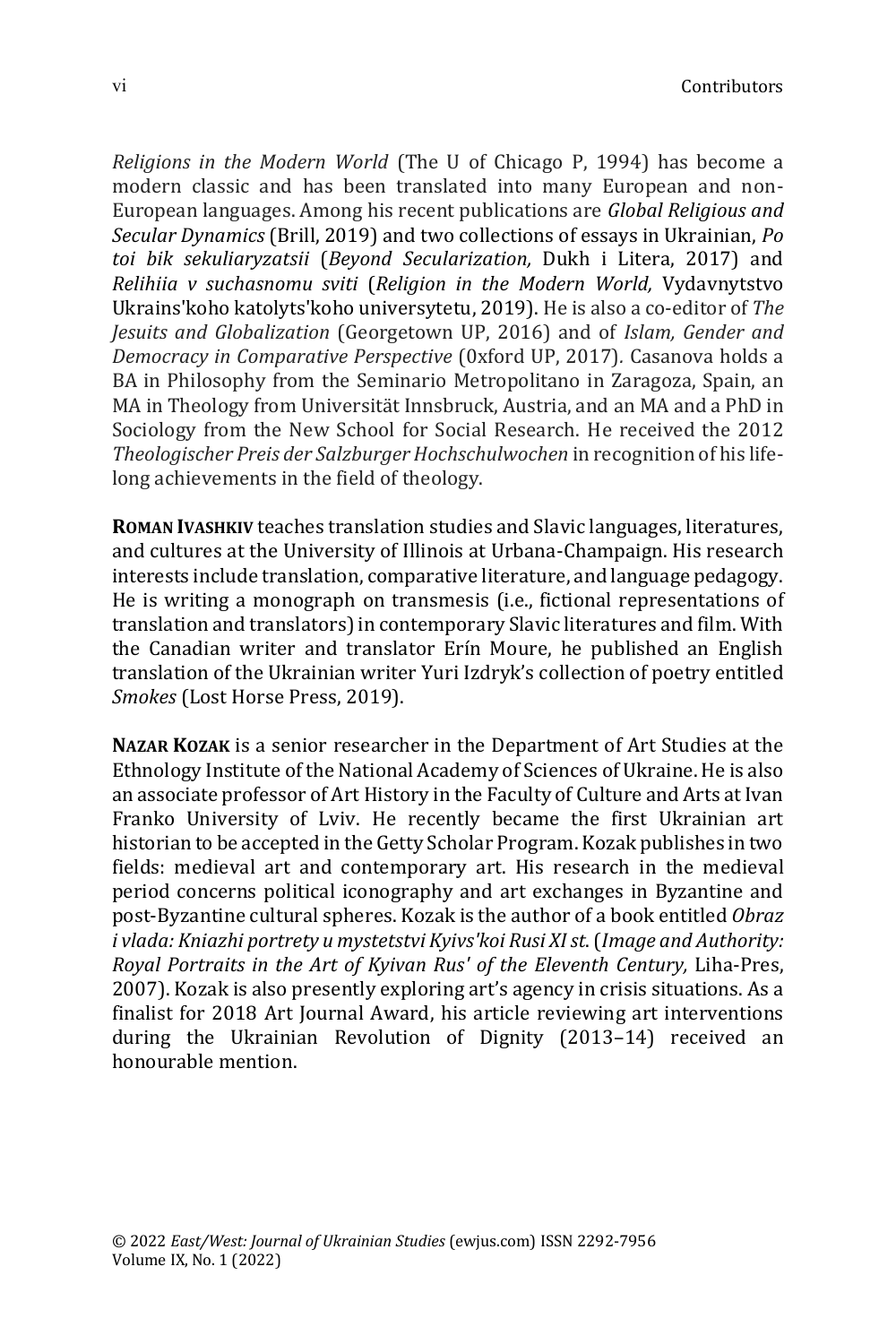*Religions in the Modern World* (The U of Chicago P, 1994) has become a modern classic and has been translated into many European and non-European languages. Among his recent publications are ***Global Religious and Secular Dynamics*** (Brill, 2019) and two collections of essays in Ukrainian, *Po toi bik sekuliaryzatsii* (*Beyond Secularization,* Dukh i Litera, 2017) and *Relihiia v suchasnomu sviti* (*Religion in the Modern World,* Vydavnytstvo Ukrains'koho katolyts'koho universytetu, 2019). He is also a co-editor of *The Jesuits and Globalization* (Georgetown UP, 2016) and of *Islam, Gender and Democracy in Comparative Perspective* (0xford UP, 2017)*.* Casanova holds a BA in Philosophy from the Seminario Metropolitano in Zaragoza, Spain, an MA in Theology from Universität Innsbruck, Austria, and an MA and a PhD in Sociology from the New School for Social Research. He received the 2012 *Theologischer Preis der Salzburger Hochschulwochen* in recognition of his life-long achievements in the field of theology.

**Roman Ivashkiv** teaches translation studies and Slavic languages, literatures, and cultures at the University of Illinois at Urbana-Champaign. His research interests include translation, comparative literature, and language pedagogy. He is writing a monograph on transmesis (i.e., fictional representations of translation and translators) in contemporary Slavic literatures and film. With the Canadian writer and translator Erín Moure, he published an English translation of the Ukrainian writer Yuri Izdryk's collection of poetry entitled *Smokes* (Lost Horse Press, 2019).

**Nazar Kozak** is a senior researcher in the Department of Art Studies at the Ethnology Institute of the National Academy of Sciences of Ukraine. He is also an associate professor of Art History in the Faculty of Culture and Arts at Ivan Franko University of Lviv. He recently became the first Ukrainian art historian to be accepted in the Getty Scholar Program. Kozak publishes in two fields: medieval art and contemporary art. His research in the medieval period concerns political iconography and art exchanges in Byzantine and post-Byzantine cultural spheres. Kozak is the author of a book entitled *Obraz i vlada: Kniazhi portrety u mystetstvi Kyivs'koi Rusi XI st*. (*Image and Authority: Royal Portraits in the Art of Kyivan Rus' of the Eleventh Century,* Liha-Pres, 2007). Kozak is also presently exploring art's agency in crisis situations. As a finalist for 2018 Art Journal Award, his article reviewing art interventions during the Ukrainian Revolution of Dignity (2013–14) received an honourable mention.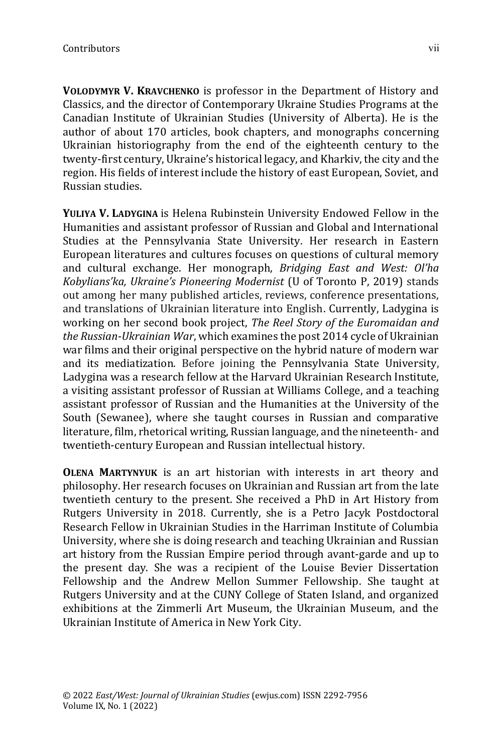**VOLODYMYR V. KRAVCHENKO** is professor in the Department of History and Classics, and the director of Contemporary Ukraine Studies Programs at the Canadian Institute of Ukrainian Studies (University of Alberta). He is the author of about 170 articles, book chapters, and monographs concerning Ukrainian historiography from the end of the eighteenth century to the twenty-first century, Ukraine's historical legacy, and Kharkiv, the city and the region. His fields of interest include the history of east European, Soviet, and Russian studies.

**YULIYA V. LADYGINA** is Helena Rubinstein University Endowed Fellow in the Humanities and assistant professor of Russian and Global and International Studies at the Pennsylvania State University. Her research in Eastern European literatures and cultures focuses on questions of cultural memory and cultural exchange. Her monograph, *Bridging East and West: Ol'ha Kobylians'ka, Ukraine's Pioneering Modernist* (U of Toronto P, 2019) stands out among her many published articles, reviews, conference presentations, and translations of Ukrainian literature into English. Currently, Ladygina is working on her second book project, *The Reel Story of the Euromaidan and the Russian-Ukrainian War*, which examines the post 2014 cycle of Ukrainian war films and their original perspective on the hybrid nature of modern war and its mediatization. Before joining the Pennsylvania State University, Ladygina was a research fellow at the Harvard Ukrainian Research Institute, a visiting assistant professor of Russian at Williams College, and a teaching assistant professor of Russian and the Humanities at the University of the South (Sewanee), where she taught courses in Russian and comparative literature, film, rhetorical writing, Russian language, and the nineteenth- and twentieth-century European and Russian intellectual history.

**OLENA MARTYNYUK** is an art historian with interests in art theory and philosophy. Her research focuses on Ukrainian and Russian art from the late twentieth century to the present. She received a PhD in Art History from Rutgers University in 2018. Currently, she is a Petro Jacyk Postdoctoral Research Fellow in Ukrainian Studies in the Harriman Institute of Columbia University, where she is doing research and teaching Ukrainian and Russian art history from the Russian Empire period through avant-garde and up to the present day. She was a recipient of the Louise Bevier Dissertation Fellowship and the Andrew Mellon Summer Fellowship. She taught at Rutgers University and at the CUNY College of Staten Island, and organized exhibitions at the Zimmerli Art Museum, the Ukrainian Museum, and the Ukrainian Institute of America in New York City.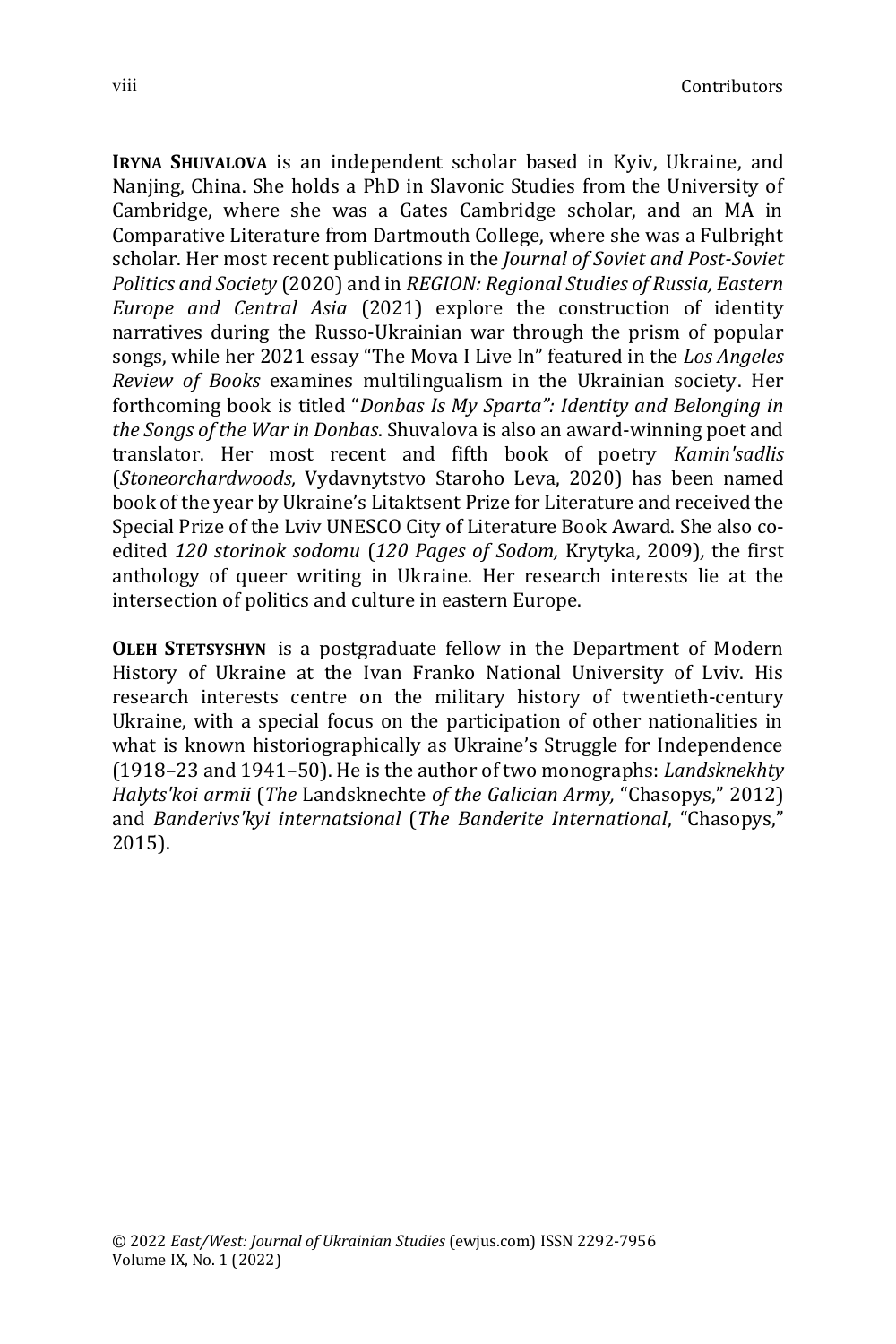**Iryna Shuvalova** is an independent scholar based in Kyiv, Ukraine, and Nanjing, China. She holds a PhD in Slavonic Studies from the University of Cambridge, where she was a Gates Cambridge scholar, and an MA in Comparative Literature from Dartmouth College, where she was a Fulbright scholar. Her most recent publications in the *Journal of Soviet and Post-Soviet Politics and Society* (2020) and in *REGION: Regional Studies of Russia, Eastern Europe and Central Asia* (2021) explore the construction of identity narratives during the Russo-Ukrainian war through the prism of popular songs, while her 2021 essay "The Mova I Live In" featured in the *Los Angeles Review of Books* examines multilingualism in the Ukrainian society. Her forthcoming book is titled "*Donbas Is My Sparta": Identity and Belonging in the Songs of the War in Donbas*. Shuvalova is also an award-winning poet and translator. Her most recent and fifth book of poetry *Kamin'sadlis* (*Stoneorchardwoods,* Vydavnytstvo Staroho Leva, 2020) has been named book of the year by Ukraine's Litaktsent Prize for Literature and received the Special Prize of the Lviv UNESCO City of Literature Book Award. She also co-edited *120 storinok sodomu* (*120 Pages of Sodom,* Krytyka, 2009), the first anthology of queer writing in Ukraine. Her research interests lie at the intersection of politics and culture in eastern Europe.

**Oleh Stetsyshyn** is a postgraduate fellow in the Department of Modern History of Ukraine at the Ivan Franko National University of Lviv. His research interests centre on the military history of twentieth-century Ukraine, with a special focus on the participation of other nationalities in what is known historiographically as Ukraine's Struggle for Independence (1918–23 and 1941–50). He is the author of two monographs: *Landsknekhty Halyts'koi armii* (*The* Landsknechte *of the Galician Army,* "Chasopys," 2012) and *Banderivs'kyi internatsional* (*The Banderite International*, "Chasopys," 2015).